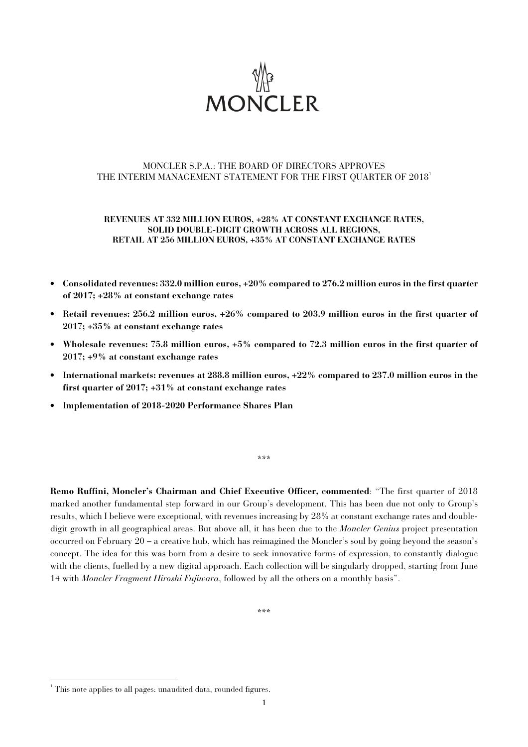# MONCLER

MONCLER S.P.A.: THE BOARD OF DIRECTORS APPROVES THE INTERIM MANAGEMENT STATEMENT FOR THE FIRST QUARTER OF 2018[1]

**REVENUES AT 332 MILLION EUROS, +28% AT CONSTANT EXCHANGE RATES, SOLID DOUBLE-DIGIT GROWTH ACROSS ALL REGIONS, RETAIL AT 256 MILLION EUROS, +35% AT CONSTANT EXCHANGE RATES**

- **Consolidated revenues: 332.0 million euros, +20% compared to 276.2 million euros in the first quarter of 2017; +28% at constant exchange rates**
- **Retail revenues: 256.2 million euros, +26% compared to 203.9 million euros in the first quarter of 2017; +35% at constant exchange rates**
- **Wholesale revenues: 75.8 million euros, +5% compared to 72.3 million euros in the first quarter of 2017; +9% at constant exchange rates**
- **International markets: revenues at 288.8 million euros, +22% compared to 237.0 million euros in the first quarter of 2017; +31% at constant exchange rates**
- **Implementation of 2018-2020 Performance Shares Plan**

\*\*\*

**Remo Ruffini, Moncler's Chairman and Chief Executive Officer, commented**: "The first quarter of 2018 marked another fundamental step forward in our Group's development. This has been due not only to Group's results, which I believe were exceptional, with revenues increasing by 28% at constant exchange rates and double-digit growth in all geographical areas. But above all, it has been due to the *Moncler Genius* project presentation occurred on February 20 – a creative hub, which has reimagined the Moncler's soul by going beyond the season's concept. The idea for this was born from a desire to seek innovative forms of expression, to constantly dialogue with the clients, fuelled by a new digital approach. Each collection will be singularly dropped, starting from June 14 with *Moncler Fragment Hiroshi Fujiwara*, followed by all the others on a monthly basis".

\*\*\*

[1] This note applies to all pages: unaudited data, rounded figures.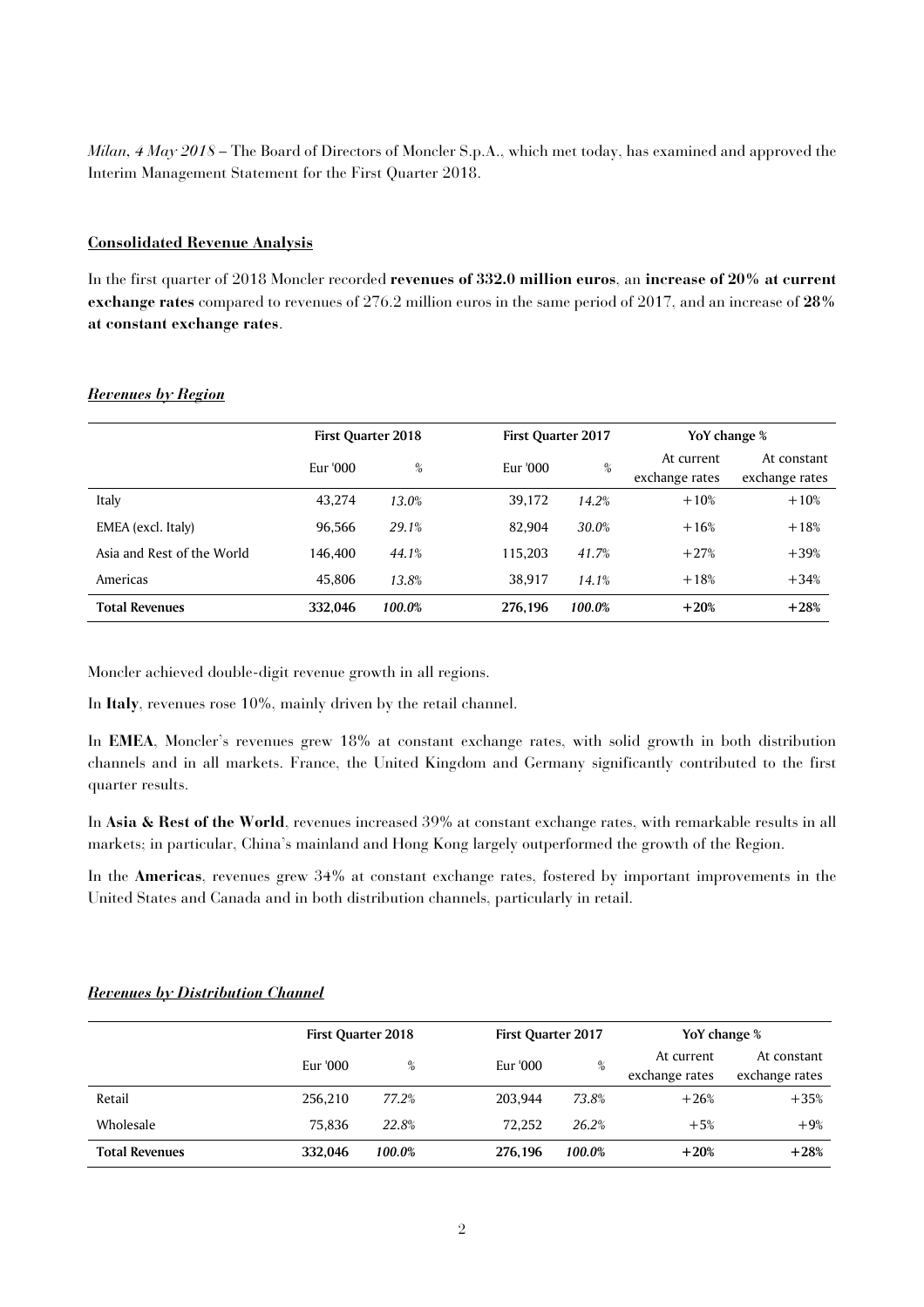*Milan, 4 May 2018* – The Board of Directors of Moncler S.p.A., which met today, has examined and approved the Interim Management Statement for the First Quarter 2018.

**Consolidated Revenue Analysis**

In the first quarter of 2018 Moncler recorded **revenues of 332.0 million euros**, an **increase of 20% at current exchange rates** compared to revenues of 276.2 million euros in the same period of 2017, and an increase of **28% at constant exchange rates**.

***Revenues by Region***

| | First Quarter 2018 | | First Quarter 2017 | | YoY change % | |
|---|---|---|---|---|---|---|
| | Eur '000 | % | Eur '000 | % | At current exchange rates | At constant exchange rates |
| Italy | 43,274 | *13.0%* | 39,172 | *14.2%* | +10% | +10% |
| EMEA (excl. Italy) | 96,566 | *29.1%* | 82,904 | *30.0%* | +16% | +18% |
| Asia and Rest of the World | 146,400 | *44.1%* | 115,203 | *41.7%* | +27% | +39% |
| Americas | 45,806 | *13.8%* | 38,917 | *14.1%* | +18% | +34% |
| **Total Revenues** | **332,046** | ***100.0%*** | **276,196** | ***100.0%*** | **+20%** | **+28%** |

Moncler achieved double-digit revenue growth in all regions.

In **Italy**, revenues rose 10%, mainly driven by the retail channel.

In **EMEA**, Moncler's revenues grew 18% at constant exchange rates, with solid growth in both distribution channels and in all markets. France, the United Kingdom and Germany significantly contributed to the first quarter results.

In **Asia & Rest of the World**, revenues increased 39% at constant exchange rates, with remarkable results in all markets; in particular, China's mainland and Hong Kong largely outperformed the growth of the Region.

In the **Americas**, revenues grew 34% at constant exchange rates, fostered by important improvements in the United States and Canada and in both distribution channels, particularly in retail.

***Revenues by Distribution Channel***

| | First Quarter 2018 | | First Quarter 2017 | | YoY change % | |
|---|---|---|---|---|---|---|
| | Eur '000 | % | Eur '000 | % | At current exchange rates | At constant exchange rates |
| Retail | 256,210 | *77.2%* | 203,944 | *73.8%* | +26% | +35% |
| Wholesale | 75,836 | *22.8%* | 72,252 | *26.2%* | +5% | +9% |
| **Total Revenues** | **332,046** | ***100.0%*** | **276,196** | ***100.0%*** | **+20%** | **+28%** |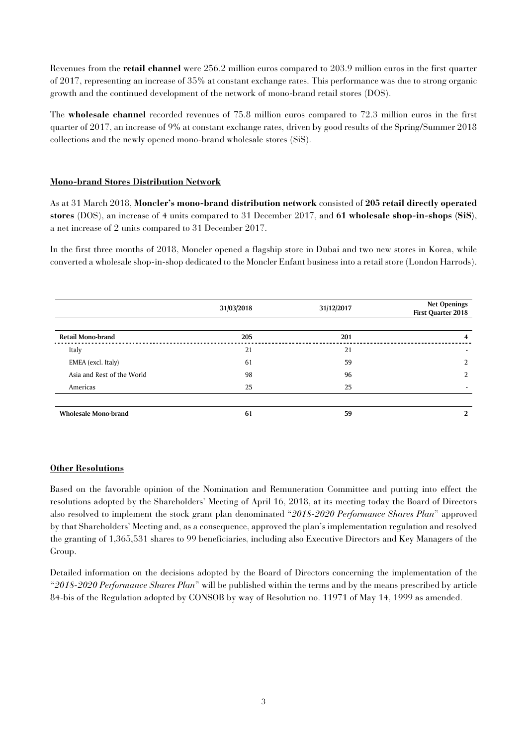Revenues from the **retail channel** were 256.2 million euros compared to 203.9 million euros in the first quarter of 2017, representing an increase of 35% at constant exchange rates. This performance was due to strong organic growth and the continued development of the network of mono-brand retail stores (DOS).

The **wholesale channel** recorded revenues of 75.8 million euros compared to 72.3 million euros in the first quarter of 2017, an increase of 9% at constant exchange rates, driven by good results of the Spring/Summer 2018 collections and the newly opened mono-brand wholesale stores (SiS).

## Mono-brand Stores Distribution Network

As at 31 March 2018, **Moncler's mono-brand distribution network** consisted of **205 retail directly operated stores** (DOS), an increase of 4 units compared to 31 December 2017, and **61 wholesale shop-in-shops (SiS)**, a net increase of 2 units compared to 31 December 2017.

In the first three months of 2018, Moncler opened a flagship store in Dubai and two new stores in Korea, while converted a wholesale shop-in-shop dedicated to the Moncler Enfant business into a retail store (London Harrods).

| | 31/03/2018 | 31/12/2017 | Net Openings First Quarter 2018 |
|---|---|---|---|
| **Retail Mono-brand** | **205** | **201** | **4** |
| Italy | 21 | 21 | - |
| EMEA (excl. Italy) | 61 | 59 | 2 |
| Asia and Rest of the World | 98 | 96 | 2 |
| Americas | 25 | 25 | - |
| **Wholesale Mono-brand** | **61** | **59** | **2** |

## Other Resolutions

Based on the favorable opinion of the Nomination and Remuneration Committee and putting into effect the resolutions adopted by the Shareholders' Meeting of April 16, 2018, at its meeting today the Board of Directors also resolved to implement the stock grant plan denominated "*2018-2020 Performance Shares Plan*" approved by that Shareholders' Meeting and, as a consequence, approved the plan's implementation regulation and resolved the granting of 1,365,531 shares to 99 beneficiaries, including also Executive Directors and Key Managers of the Group.

Detailed information on the decisions adopted by the Board of Directors concerning the implementation of the "*2018-2020 Performance Shares Plan*" will be published within the terms and by the means prescribed by article 84-bis of the Regulation adopted by CONSOB by way of Resolution no. 11971 of May 14, 1999 as amended.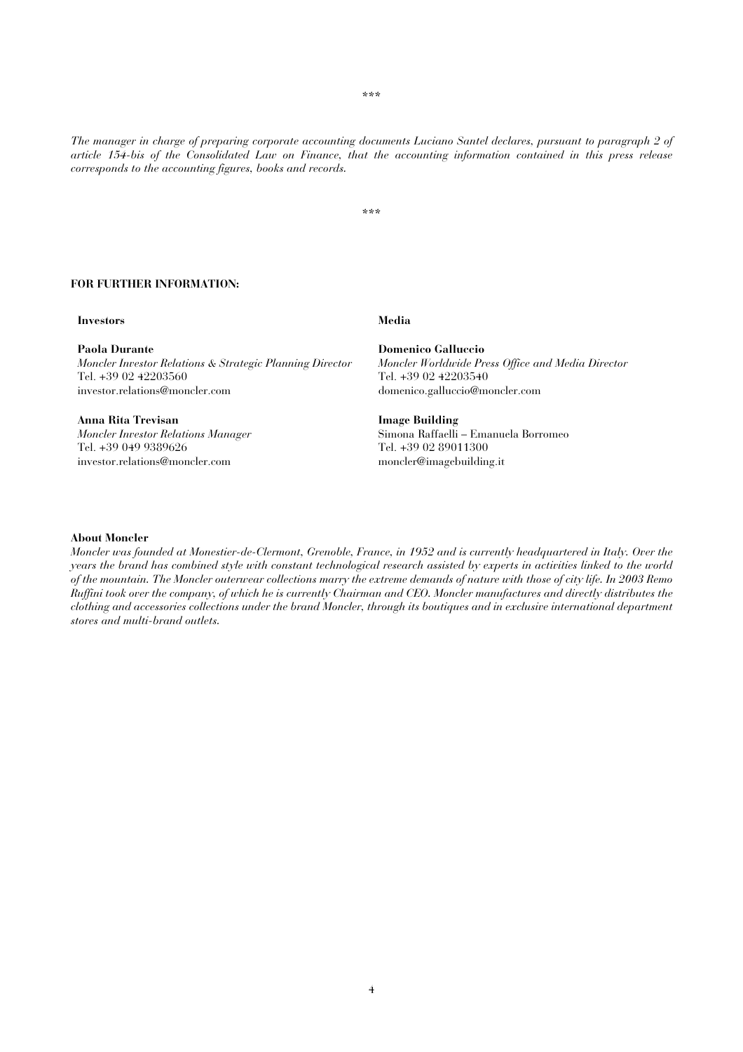***

*The manager in charge of preparing corporate accounting documents Luciano Santel declares, pursuant to paragraph 2 of article 154-bis of the Consolidated Law on Finance, that the accounting information contained in this press release corresponds to the accounting figures, books and records.*

***

**FOR FURTHER INFORMATION:**

**Investors**

**Paola Durante**
*Moncler Investor Relations & Strategic Planning Director*
Tel. +39 02 42203560
investor.relations@moncler.com

**Anna Rita Trevisan**
*Moncler Investor Relations Manager*
Tel. +39 049 9389626
investor.relations@moncler.com

**Media**

**Domenico Galluccio**
*Moncler Worldwide Press Office and Media Director*
Tel. +39 02 42203540
domenico.galluccio@moncler.com

**Image Building**
Simona Raffaelli – Emanuela Borromeo
Tel. +39 02 89011300
moncler@imagebuilding.it

**About Moncler**
*Moncler was founded at Monestier-de-Clermont, Grenoble, France, in 1952 and is currently headquartered in Italy. Over the years the brand has combined style with constant technological research assisted by experts in activities linked to the world of the mountain. The Moncler outerwear collections marry the extreme demands of nature with those of city life. In 2003 Remo Ruffini took over the company, of which he is currently Chairman and CEO. Moncler manufactures and directly distributes the clothing and accessories collections under the brand Moncler, through its boutiques and in exclusive international department stores and multi-brand outlets.*